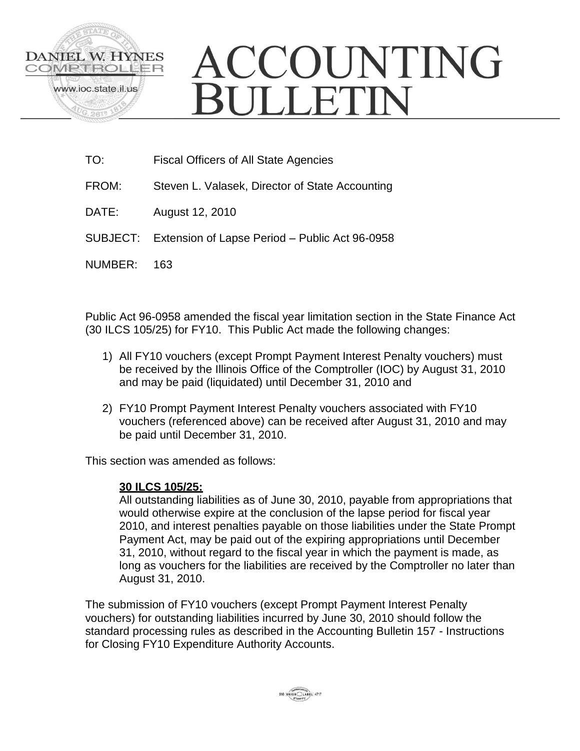DANIEL W. HYNES
COMPTROLLER
www.ioc.state.il.us

# ACCOUNTING BULLETIN

TO: Fiscal Officers of All State Agencies

FROM: Steven L. Valasek, Director of State Accounting

DATE: August 12, 2010

SUBJECT: Extension of Lapse Period – Public Act 96-0958

NUMBER: 163

Public Act 96-0958 amended the fiscal year limitation section in the State Finance Act (30 ILCS 105/25) for FY10. This Public Act made the following changes:

1) All FY10 vouchers (except Prompt Payment Interest Penalty vouchers) must be received by the Illinois Office of the Comptroller (IOC) by August 31, 2010 and may be paid (liquidated) until December 31, 2010 and

2) FY10 Prompt Payment Interest Penalty vouchers associated with FY10 vouchers (referenced above) can be received after August 31, 2010 and may be paid until December 31, 2010.

This section was amended as follows:

> **30 ILCS 105/25:**
> All outstanding liabilities as of June 30, 2010, payable from appropriations that would otherwise expire at the conclusion of the lapse period for fiscal year 2010, and interest penalties payable on those liabilities under the State Prompt Payment Act, may be paid out of the expiring appropriations until December 31, 2010, without regard to the fiscal year in which the payment is made, as long as vouchers for the liabilities are received by the Comptroller no later than August 31, 2010.

The submission of FY10 vouchers (except Prompt Payment Interest Penalty vouchers) for outstanding liabilities incurred by June 30, 2010 should follow the standard processing rules as described in the Accounting Bulletin 157 - Instructions for Closing FY10 Expenditure Authority Accounts.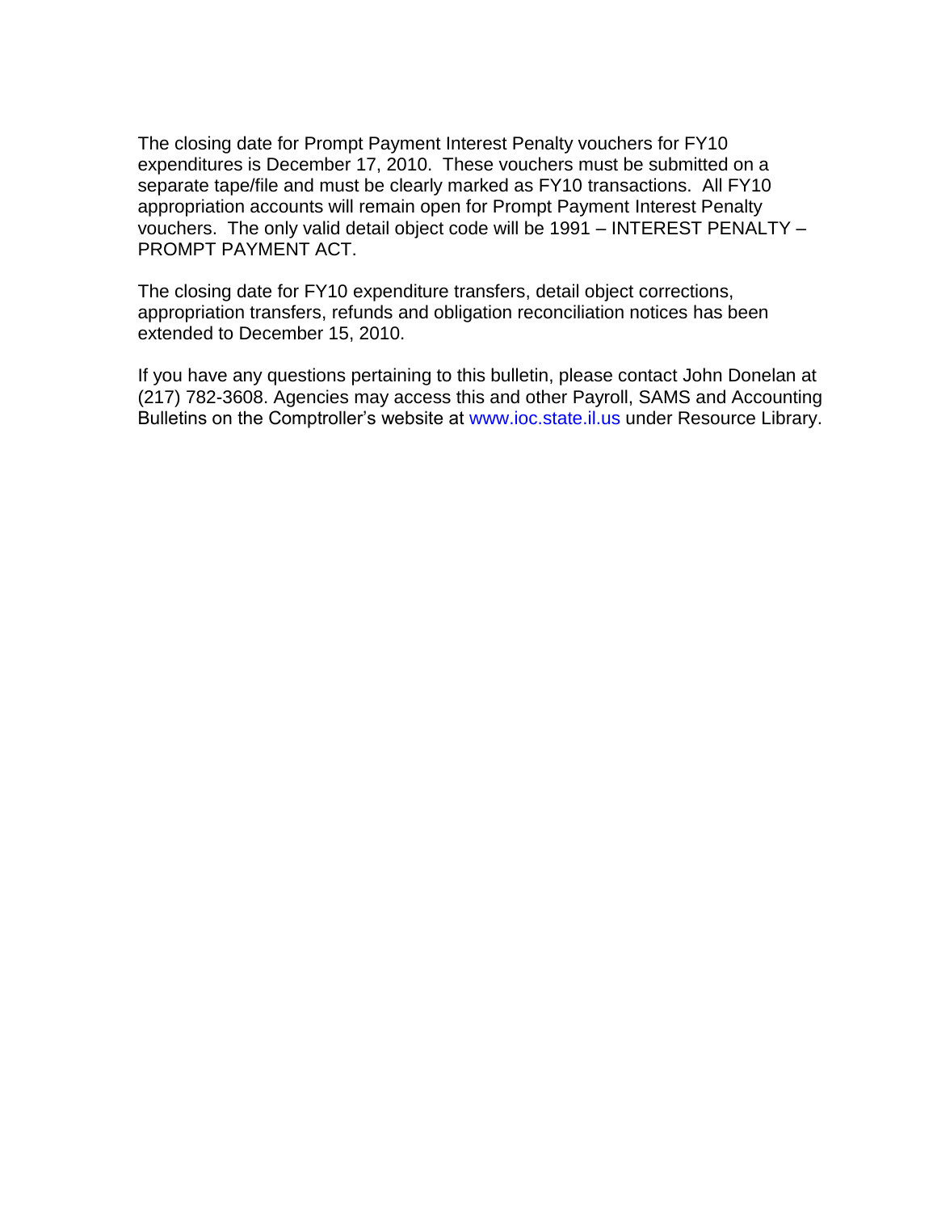The closing date for Prompt Payment Interest Penalty vouchers for FY10 expenditures is December 17, 2010. These vouchers must be submitted on a separate tape/file and must be clearly marked as FY10 transactions. All FY10 appropriation accounts will remain open for Prompt Payment Interest Penalty vouchers. The only valid detail object code will be 1991 – INTEREST PENALTY – PROMPT PAYMENT ACT.

The closing date for FY10 expenditure transfers, detail object corrections, appropriation transfers, refunds and obligation reconciliation notices has been extended to December 15, 2010.

If you have any questions pertaining to this bulletin, please contact John Donelan at (217) 782-3608. Agencies may access this and other Payroll, SAMS and Accounting Bulletins on the Comptroller's website at www.ioc.state.il.us under Resource Library.